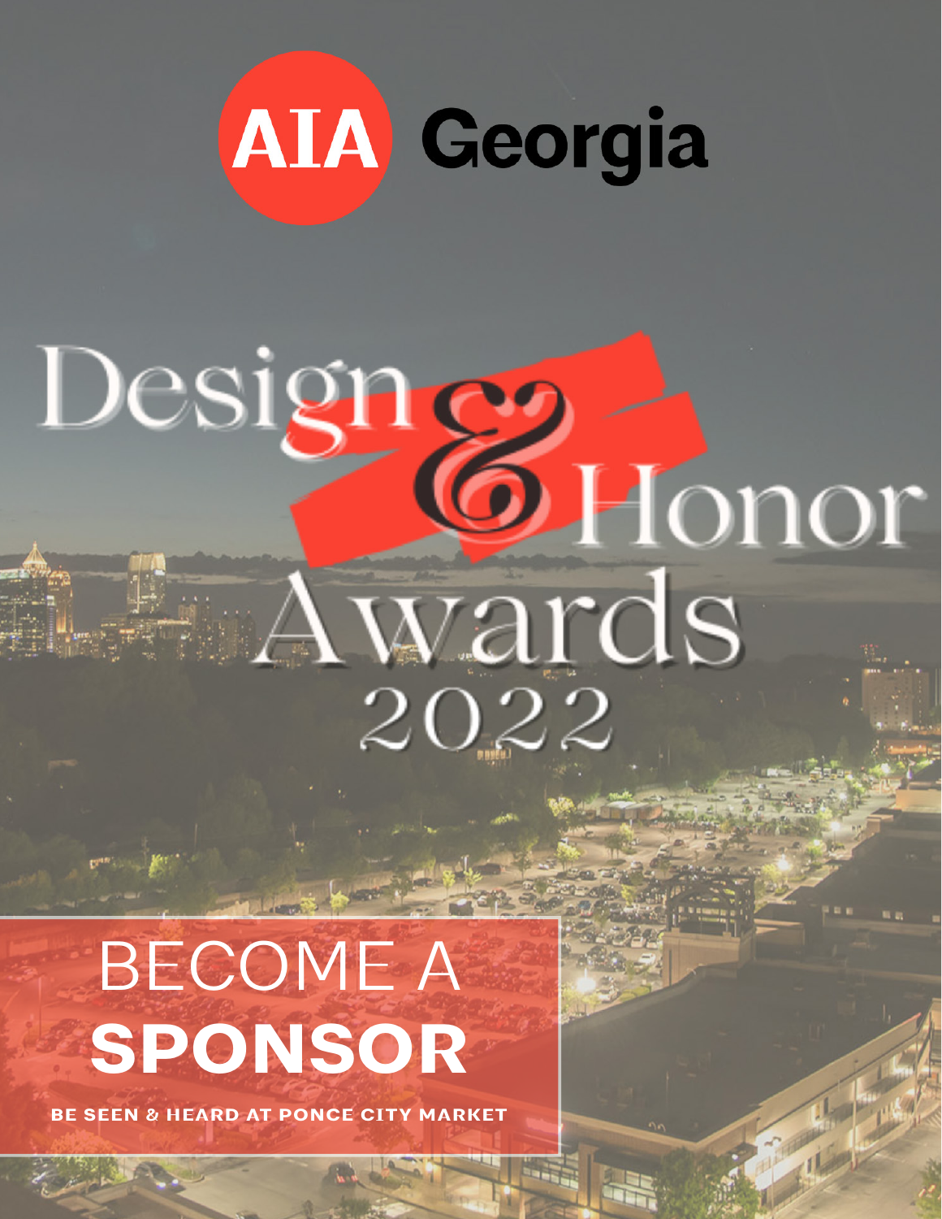# AIA Georgia

# Design & Honor Awards 2022

## BECOME A **SPONSOR**

**BE SEEN & HEARD AT PONCE CITY MARKET**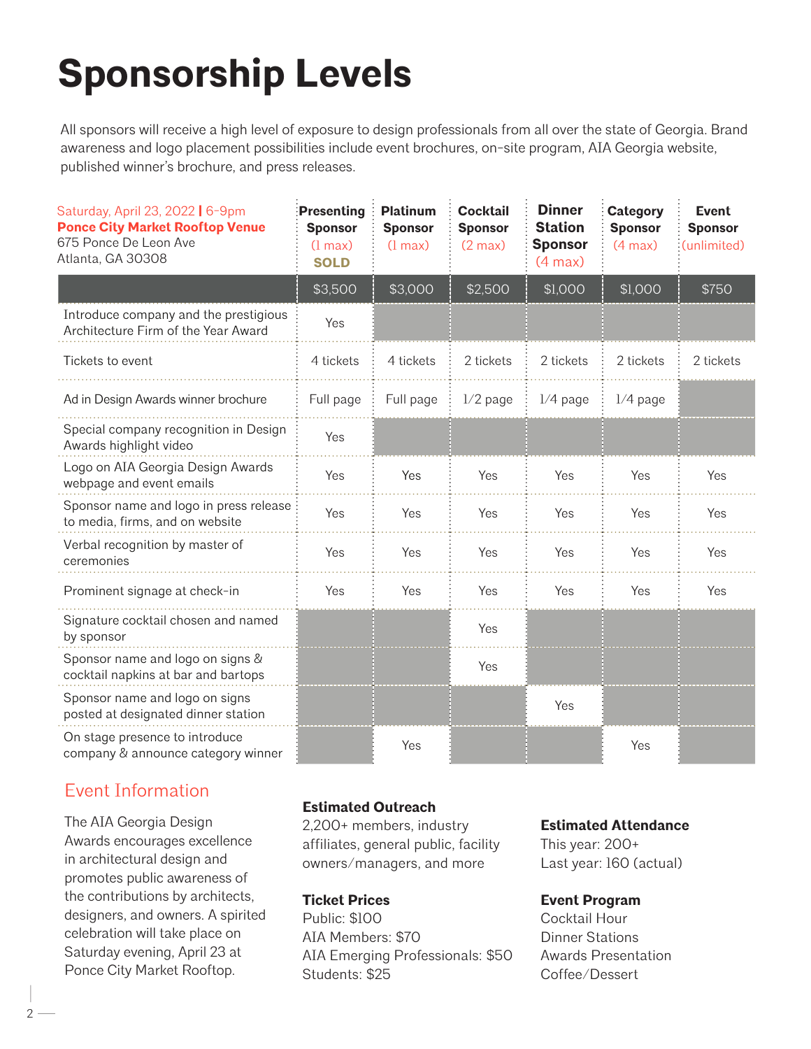# Sponsorship Levels

All sponsors will receive a high level of exposure to design professionals from all over the state of Georgia. Brand awareness and logo placement possibilities include event brochures, on-site program, AIA Georgia website, published winner's brochure, and press releases.

| Saturday, April 23, 2022 \| 6-9pm **Ponce City Market Rooftop Venue** 675 Ponce De Leon Ave Atlanta, GA 30308 | **Presenting Sponsor** (1 max) **SOLD** | **Platinum Sponsor** (1 max) | **Cocktail Sponsor** (2 max) | **Dinner Station Sponsor** (4 max) | **Category Sponsor** (4 max) | **Event Sponsor** (unlimited) |
|---|---|---|---|---|---|---|
| | $3,500 | $3,000 | $2,500 | $1,000 | $1,000 | $750 |
| Introduce company and the prestigious Architecture Firm of the Year Award | Yes | | | | | |
| Tickets to event | 4 tickets | 4 tickets | 2 tickets | 2 tickets | 2 tickets | 2 tickets |
| Ad in Design Awards winner brochure | Full page | Full page | 1/2 page | 1/4 page | 1/4 page | |
| Special company recognition in Design Awards highlight video | Yes | | | | | |
| Logo on AIA Georgia Design Awards webpage and event emails | Yes | Yes | Yes | Yes | Yes | Yes |
| Sponsor name and logo in press release to media, firms, and on website | Yes | Yes | Yes | Yes | Yes | Yes |
| Verbal recognition by master of ceremonies | Yes | Yes | Yes | Yes | Yes | Yes |
| Prominent signage at check-in | Yes | Yes | Yes | Yes | Yes | Yes |
| Signature cocktail chosen and named by sponsor | | | Yes | | | |
| Sponsor name and logo on signs & cocktail napkins at bar and bartops | | | Yes | | | |
| Sponsor name and logo on signs posted at designated dinner station | | | | Yes | | |
| On stage presence to introduce company & announce category winner | | Yes | | | Yes | |

## Event Information

The AIA Georgia Design Awards encourages excellence in architectural design and promotes public awareness of the contributions by architects, designers, and owners. A spirited celebration will take place on Saturday evening, April 23 at Ponce City Market Rooftop.

**Estimated Outreach**
2,200+ members, industry affiliates, general public, facility owners/managers, and more

**Ticket Prices**
Public: $100
AIA Members: $70
AIA Emerging Professionals: $50
Students: $25

**Estimated Attendance**
This year: 200+
Last year: 160 (actual)

**Event Program**
Cocktail Hour
Dinner Stations
Awards Presentation
Coffee/Dessert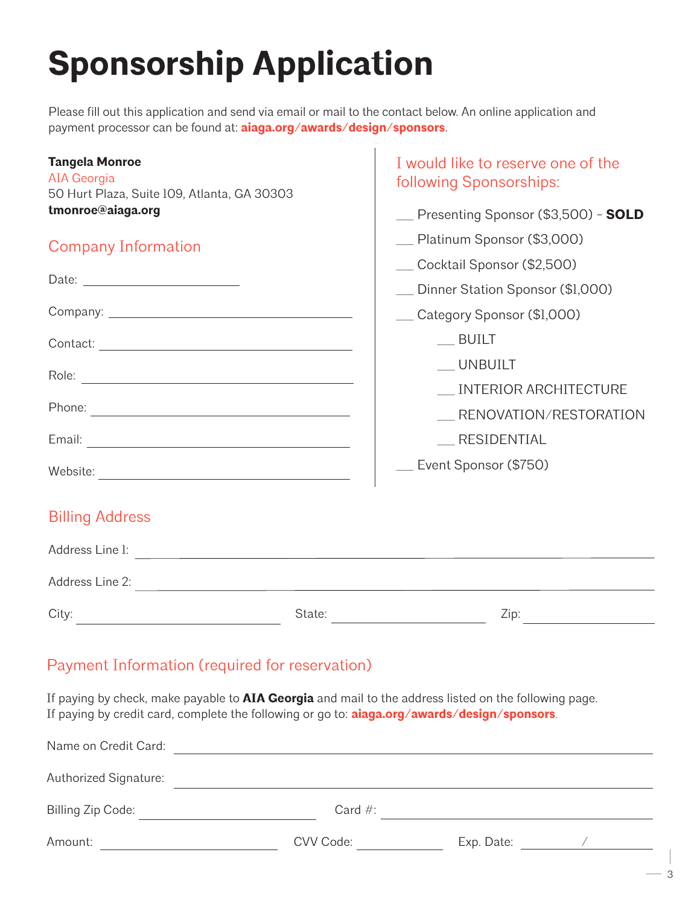# Sponsorship Application

Please fill out this application and send via email or mail to the contact below. An online application and payment processor can be found at: **aiaga.org/awards/design/sponsors**.

**Tangela Monroe**
AIA Georgia
50 Hurt Plaza, Suite 109, Atlanta, GA 30303
**tmonroe@aiaga.org**

## Company Information

Date: ____________________

Company: ____________________

Contact: ____________________

Role: ____________________

Phone: ____________________

Email: ____________________

Website: ____________________

## I would like to reserve one of the following Sponsorships:

___ Presenting Sponsor ($3,500) - **SOLD**

___ Platinum Sponsor ($3,000)

___ Cocktail Sponsor ($2,500)

___ Dinner Station Sponsor ($1,000)

___ Category Sponsor ($1,000)

- ___ BUILT
- ___ UNBUILT
- ___ INTERIOR ARCHITECTURE
- ___ RENOVATION/RESTORATION
- ___ RESIDENTIAL

___ Event Sponsor ($750)

## Billing Address

Address Line 1: ____________________

Address Line 2: ____________________

City: ____________________ State: ____________________ Zip: ____________________

## Payment Information (required for reservation)

If paying by check, make payable to **AIA Georgia** and mail to the address listed on the following page.
If paying by credit card, complete the following or go to: **aiaga.org/awards/design/sponsors**.

Name on Credit Card: ____________________

Authorized Signature: ____________________

Billing Zip Code: ____________________ Card #: ____________________

Amount: ____________________ CVV Code: ____________________ Exp. Date: _______ / _______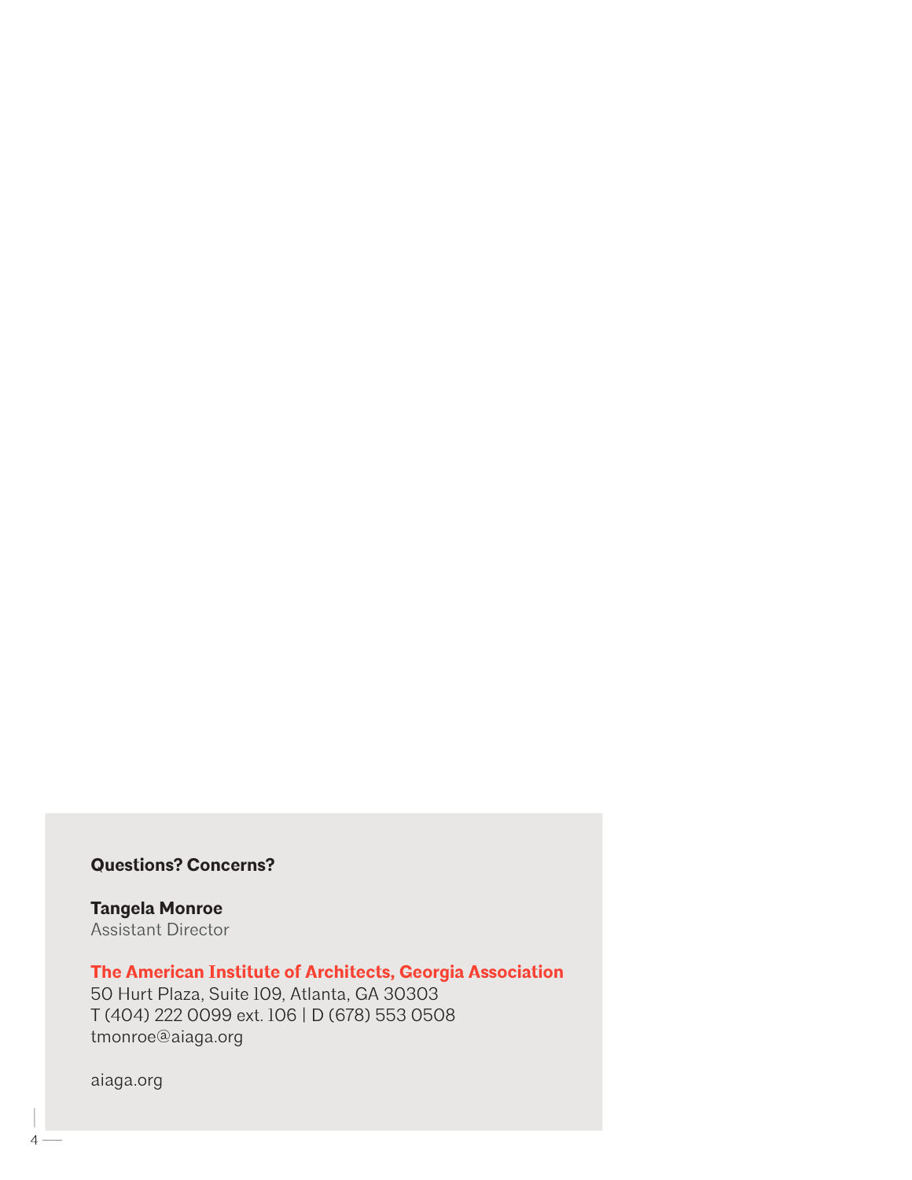**Questions? Concerns?**

**Tangela Monroe**
Assistant Director

**The American Institute of Architects, Georgia Association**
50 Hurt Plaza, Suite 109, Atlanta, GA 30303
T (404) 222 0099 ext. 106 | D (678) 553 0508
tmonroe@aiaga.org

aiaga.org